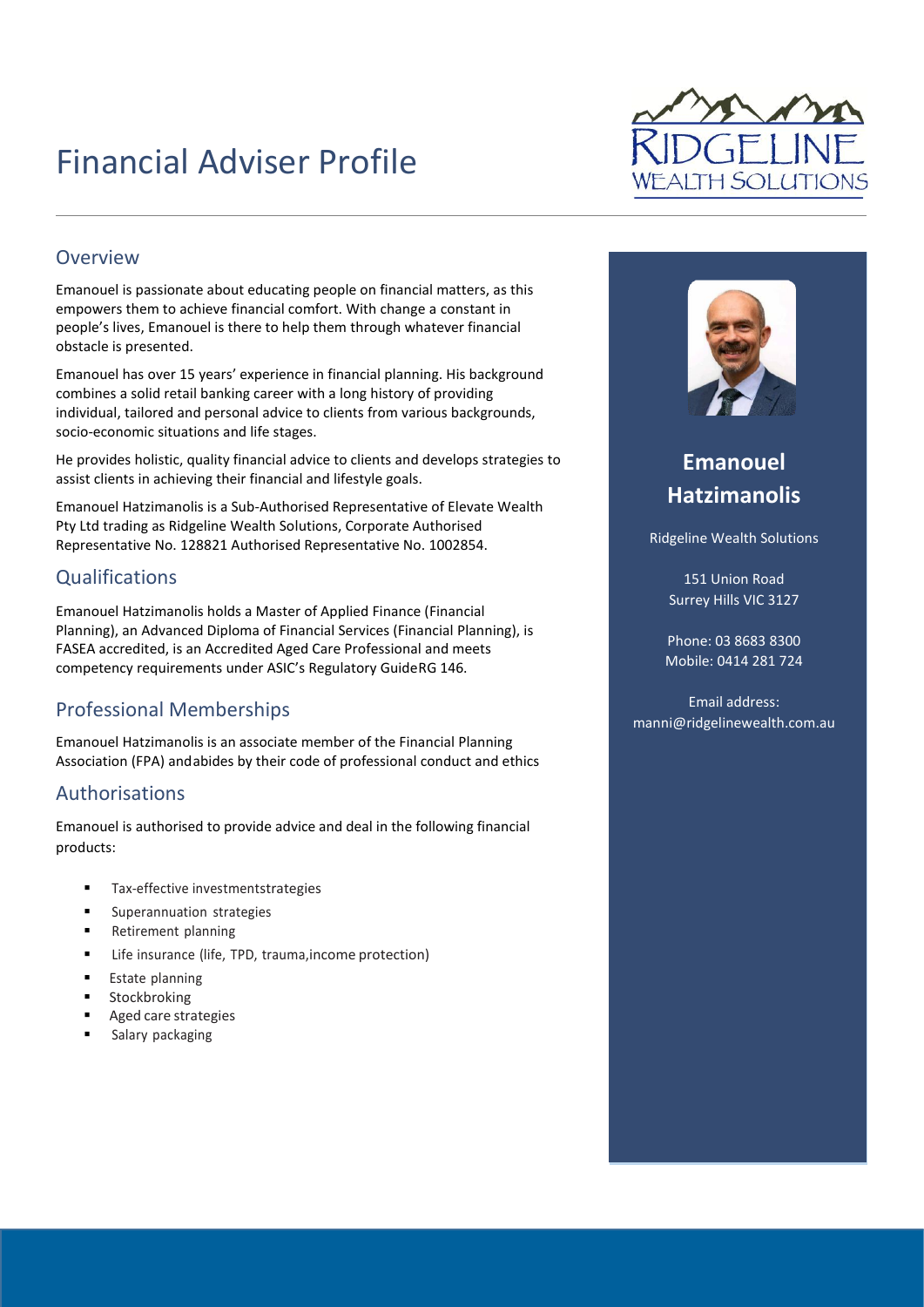# Financial Adviser Profile

RIDGELINE WEALTH SOLUTIONS

## Overview

Emanouel is passionate about educating people on financial matters, as this empowers them to achieve financial comfort. With change a constant in people's lives, Emanouel is there to help them through whatever financial obstacle is presented.

Emanouel has over 15 years' experience in financial planning. His background combines a solid retail banking career with a long history of providing individual, tailored and personal advice to clients from various backgrounds, socio-economic situations and life stages.

He provides holistic, quality financial advice to clients and develops strategies to assist clients in achieving their financial and lifestyle goals.

Emanouel Hatzimanolis is a Sub-Authorised Representative of Elevate Wealth Pty Ltd trading as Ridgeline Wealth Solutions, Corporate Authorised Representative No. 128821 Authorised Representative No. 1002854.

## Qualifications

Emanouel Hatzimanolis holds a Master of Applied Finance (Financial Planning), an Advanced Diploma of Financial Services (Financial Planning), is FASEA accredited, is an Accredited Aged Care Professional and meets competency requirements under ASIC's Regulatory GuideRG 146.

## Professional Memberships

Emanouel Hatzimanolis is an associate member of the Financial Planning Association (FPA) andabides by their code of professional conduct and ethics

## Authorisations

Emanouel is authorised to provide advice and deal in the following financial products:

- Tax-effective investmentstrategies
- Superannuation strategies
- Retirement planning
- Life insurance (life, TPD, trauma,income protection)
- Estate planning
- Stockbroking
- Aged care strategies
- Salary packaging

**Emanouel Hatzimanolis**

Ridgeline Wealth Solutions

151 Union Road
Surrey Hills VIC 3127

Phone: 03 8683 8300
Mobile: 0414 281 724

Email address:
manni@ridgelinewealth.com.au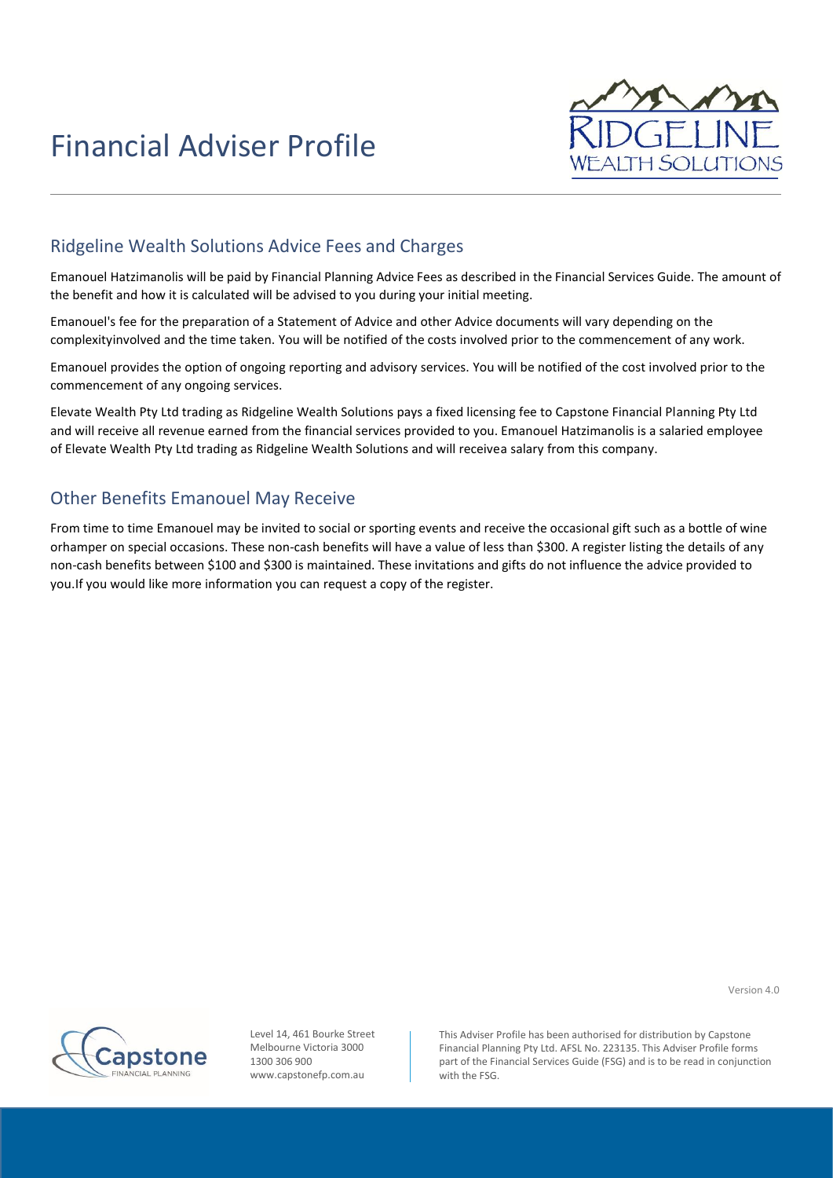# Financial Adviser Profile

## Ridgeline Wealth Solutions Advice Fees and Charges

Emanouel Hatzimanolis will be paid by Financial Planning Advice Fees as described in the Financial Services Guide. The amount of the benefit and how it is calculated will be advised to you during your initial meeting.

Emanouel's fee for the preparation of a Statement of Advice and other Advice documents will vary depending on the complexityinvolved and the time taken. You will be notified of the costs involved prior to the commencement of any work.

Emanouel provides the option of ongoing reporting and advisory services. You will be notified of the cost involved prior to the commencement of any ongoing services.

Elevate Wealth Pty Ltd trading as Ridgeline Wealth Solutions pays a fixed licensing fee to Capstone Financial Planning Pty Ltd and will receive all revenue earned from the financial services provided to you. Emanouel Hatzimanolis is a salaried employee of Elevate Wealth Pty Ltd trading as Ridgeline Wealth Solutions and will receivea salary from this company.

## Other Benefits Emanouel May Receive

From time to time Emanouel may be invited to social or sporting events and receive the occasional gift such as a bottle of wine orhamper on special occasions. These non-cash benefits will have a value of less than $300. A register listing the details of any non-cash benefits between $100 and $300 is maintained. These invitations and gifts do not influence the advice provided to you.If you would like more information you can request a copy of the register.

Version 4.0

Level 14, 461 Bourke Street
Melbourne Victoria 3000
1300 306 900
www.capstonefp.com.au

This Adviser Profile has been authorised for distribution by Capstone Financial Planning Pty Ltd. AFSL No. 223135. This Adviser Profile forms part of the Financial Services Guide (FSG) and is to be read in conjunction with the FSG.